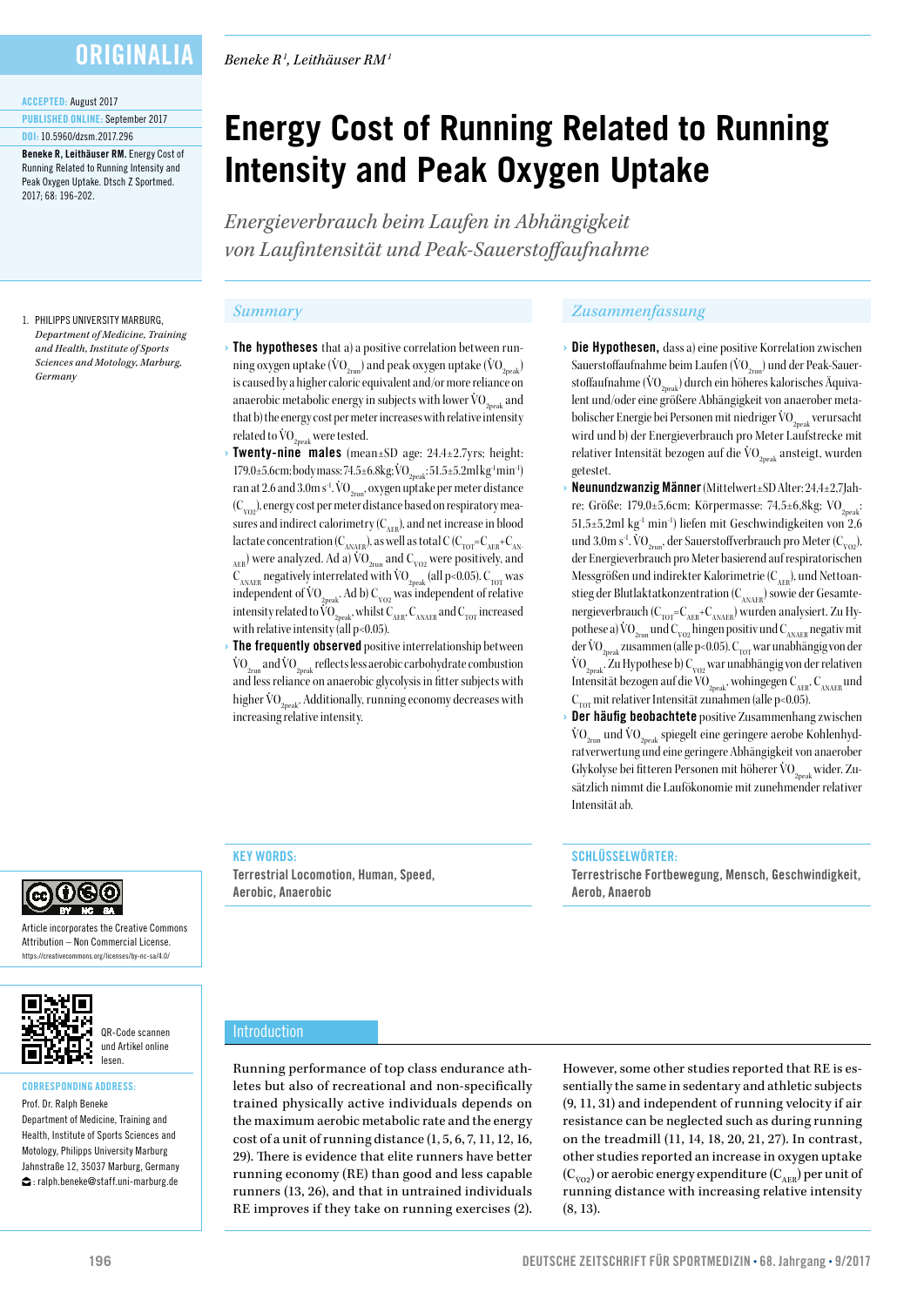ORIGINALIA

ACCEPTED: August 2017

PUBLISHED ONLINE: September 2017

DOI: 10.5960/dzsm.2017.296

**Beneke R, Leithäuser RM.** Energy Cost of Running Related to Running Intensity and Peak Oxygen Uptake. Dtsch Z Sportmed. 2017; 68: 196-202.

1. PHILIPPS UNIVERSITY MARBURG, *Department of Medicine, Training and Health, Institute of Sports Sciences and Motology, Marburg, Germany*

*Beneke R[1], Leithäuser RM[1]*

# Energy Cost of Running Related to Running Intensity and Peak Oxygen Uptake

*Energieverbrauch beim Laufen in Abhängigkeit von Laufintensität und Peak-Sauerstoffaufnahme*

## Summary

- **The hypotheses** that a) a positive correlation between running oxygen uptake ($\dot{V}O_{2run}$) and peak oxygen uptake ($\dot{V}O_{2peak}$) is caused by a higher caloric equivalent and/or more reliance on anaerobic metabolic energy in subjects with lower $\dot{V}O_{2peak}$ and that b) the energy cost per meter increases with relative intensity related to $\dot{V}O_{2peak}$ were tested.
- **Twenty-nine males** (mean±SD age: 24.4±2.7yrs; height: 179.0±5.6cm; body mass: 74.5±6.8kg; $\dot{V}O_{2peak}$: 51.5±5.2ml kg$^{-1}$ min$^{-1}$) ran at 2.6 and 3.0m s$^{-1}$. $\dot{V}O_{2run}$, oxygen uptake per meter distance ($C_{VO2}$), energy cost per meter distance based on respiratory measures and indirect calorimetry ($C_{AER}$), and net increase in blood lactate concentration ($C_{ANAER}$), as well as total C ($C_{TOT}$=$C_{AER}$+$C_{ANAER}$) were analyzed. Ad a) $\dot{V}O_{2run}$ and $C_{VO2}$ were positively, and $C_{ANAER}$ negatively interrelated with $\dot{V}O_{2peak}$ (all $p<0.05$). $C_{TOT}$ was independent of $\dot{V}O_{2peak}$. Ad b) $C_{VO2}$ was independent of relative intensity related to $\dot{V}O_{2peak}$, whilst $C_{AER}$, $C_{ANAER}$ and $C_{TOT}$ increased with relative intensity (all $p<0.05$).
- **The frequently observed** positive interrelationship between $\dot{V}O_{2run}$ and $\dot{V}O_{2peak}$ reflects less aerobic carbohydrate combustion and less reliance on anaerobic glycolysis in fitter subjects with higher $\dot{V}O_{2peak}$. Additionally, running economy decreases with increasing relative intensity.

## Zusammenfassung

- **Die Hypothesen,** dass a) eine positive Korrelation zwischen Sauerstoffaufnahme beim Laufen ($\dot{V}O_{2run}$) und der Peak-Sauerstoffaufnahme ($\dot{V}O_{2peak}$) durch ein höheres kalorisches Äquivalent und/oder eine größere Abhängigkeit von anaerober metabolischer Energie bei Personen mit niedriger $\dot{V}O_{2peak}$ verursacht wird und b) der Energieverbrauch pro Meter Laufstrecke mit relativer Intensität bezogen auf die $\dot{V}O_{2peak}$ ansteigt, wurden getestet.
- **Neunundzwanzig Männer** (Mittelwert±SD Alter: 24,4±2,7Jahre; Größe: 179,0±5,6cm; Körpermasse: 74,5±6,8kg; $VO_{2peak}$: 51,5±5,2ml kg$^{-1}$ min$^{-1}$) liefen mit Geschwindigkeiten von 2,6 und 3,0m s$^{-1}$. $\dot{V}O_{2run}$, der Sauerstoffverbrauch pro Meter ($C_{VO2}$), der Energieverbrauch pro Meter basierend auf respiratorischen Messgrößen und indirekter Kalorimetrie ($C_{AER}$), und Nettoanstieg der Blutlaktatkonzentration ($C_{ANAER}$) sowie der Gesamtenergieverbrauch ($C_{TOT}$=$C_{AER}$+$C_{ANAER}$) wurden analysiert. Zu Hypothese a) $\dot{V}O_{2run}$ und $C_{VO2}$ hingen positiv und $C_{ANAER}$ negativ mit der $\dot{V}O_{2peak}$ zusammen (alle $p<0.05$). $C_{TOT}$ war unabhängig von der $\dot{V}O_{2peak}$. Zu Hypothese b) $C_{VO2}$ war unabhängig von der relativen Intensität bezogen auf die $VO_{2peak}$, wohingegen $C_{AER}$, $C_{ANAER}$ und $C_{TOT}$ mit relativer Intensität zunahmen (alle $p<0.05$).
- **Der häufig beobachtete** positive Zusammenhang zwischen $\dot{V}O_{2run}$ und $\dot{V}O_{2peak}$ spiegelt eine geringere aerobe Kohlenhydratverwertung und eine geringere Abhängigkeit von anaerober Glykolyse bei fitteren Personen mit höherer $\dot{V}O_{2peak}$ wider. Zusätzlich nimmt die Laufökonomie mit zunehmender relativer Intensität ab.

**KEY WORDS:**
Terrestrial Locomotion, Human, Speed, Aerobic, Anaerobic

**SCHLÜSSELWÖRTER:**
Terrestrische Fortbewegung, Mensch, Geschwindigkeit, Aerob, Anaerob

Article incorporates the Creative Commons Attribution – Non Commercial License. https://creativecommons.org/licenses/by-nc-sa/4.0/

QR-Code scannen und Artikel online lesen.

**CORRESPONDING ADDRESS:**

Prof. Dr. Ralph Beneke
Department of Medicine, Training and Health, Institute of Sports Sciences and Motology, Philipps University Marburg
Jahnstraße 12, 35037 Marburg, Germany
: ralph.beneke@staff.uni-marburg.de

## Introduction

Running performance of top class endurance athletes but also of recreational and non-specifically trained physically active individuals depends on the maximum aerobic metabolic rate and the energy cost of a unit of running distance (1, 5, 6, 7, 11, 12, 16, 29). There is evidence that elite runners have better running economy (RE) than good and less capable runners (13, 26), and that in untrained individuals RE improves if they take on running exercises (2). However, some other studies reported that RE is essentially the same in sedentary and athletic subjects (9, 11, 31) and independent of running velocity if air resistance can be neglected such as during running on the treadmill (11, 14, 18, 20, 21, 27). In contrast, other studies reported an increase in oxygen uptake ($C_{VO2}$) or aerobic energy expenditure ($C_{AER}$) per unit of running distance with increasing relative intensity (8, 13).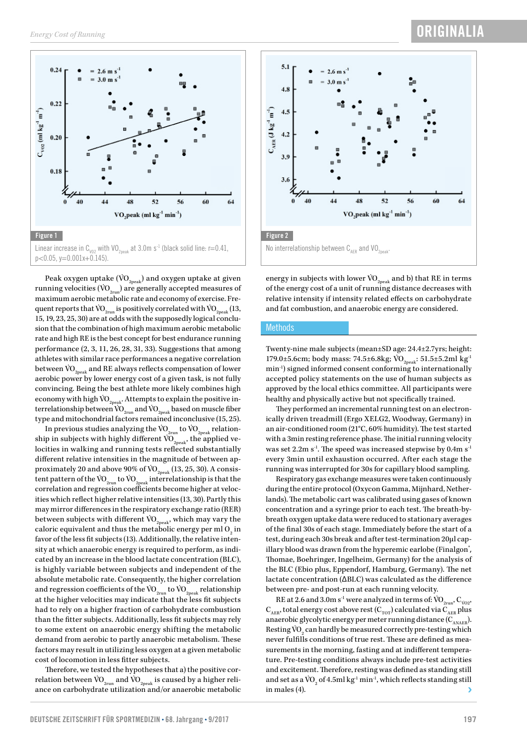**Figure 1**

Linear increase in $C_{VO2}$ with $VO_{2peak}$ at 3.0m $s^{-1}$ (black solid line: r=0.41, p<0.05, y=0.001x+0.145).

**Figure 2**

No interrelationship between $C_{AER}$ and $VO_{2peak}$.

Peak oxygen uptake ($\dot{V}O_{2peak}$) and oxygen uptake at given running velocities ($\dot{V}O_{2run}$) are generally accepted measures of maximum aerobic metabolic rate and economy of exercise. Frequent reports that $\dot{V}O_{2run}$ is positively correlated with $\dot{V}O_{2peak}$ (13, 15, 19, 23, 25, 30) are at odds with the supposedly logical conclusion that the combination of high maximum aerobic metabolic rate and high RE is the best concept for best endurance running performance (2, 3, 11, 26, 28, 31, 33). Suggestions that among athletes with similar race performances a negative correlation between $\dot{V}O_{2peak}$ and RE always reflects compensation of lower aerobic power by lower energy cost of a given task, is not fully convincing. Being the best athlete more likely combines high economy with high $\dot{V}O_{2peak}$. Attempts to explain the positive interrelationship between $\dot{V}O_{2run}$ and $\dot{V}O_{2peak}$ based on muscle fiber type and mitochondrial factors remained inconclusive (15, 25).

In previous studies analyzing the $\dot{V}O_{2run}$ to $\dot{V}O_{2peak}$ relationship in subjects with highly different $\dot{V}O_{2peak}$, the applied velocities in walking and running tests reflected substantially different relative intensities in the magnitude of between approximately 20 and above 90% of $\dot{V}O_{2peak}$ (13, 25, 30). A consistent pattern of the $\dot{V}O_{2run}$ to $\dot{V}O_{2peak}$ interrelationship is that the correlation and regression coefficients become higher at velocities which reflect higher relative intensities (13, 30). Partly this may mirror differences in the respiratory exchange ratio (RER) between subjects with different $\dot{V}O_{2peak}$, which may vary the caloric equivalent and thus the metabolic energy per ml $O_2$ in favor of the less fit subjects (13). Additionally, the relative intensity at which anaerobic energy is required to perform, as indicated by an increase in the blood lactate concentration (BLC), is highly variable between subjects and independent of the absolute metabolic rate. Consequently, the higher correlation and regression coefficients of the $\dot{V}O_{2run}$ to $\dot{V}O_{2peak}$ relationship at the higher velocities may indicate that the less fit subjects had to rely on a higher fraction of carbohydrate combustion than the fitter subjects. Additionally, less fit subjects may rely to some extent on anaerobic energy shifting the metabolic demand from aerobic to partly anaerobic metabolism. These factors may result in utilizing less oxygen at a given metabolic cost of locomotion in less fitter subjects.

Therefore, we tested the hypotheses that a) the positive correlation between $\dot{V}O_{2run}$ and $\dot{V}O_{2peak}$ is caused by a higher reliance on carbohydrate utilization and/or anaerobic metabolic energy in subjects with lower $\dot{V}O_{2peak}$ and b) that RE in terms of the energy cost of a unit of running distance decreases with relative intensity if intensity related effects on carbohydrate and fat combustion, and anaerobic energy are considered.

## Methods

Twenty-nine male subjects (mean±SD age: 24.4±2.7yrs; height: 179.0±5.6cm; body mass: 74.5±6.8kg; $\dot{V}O_{2peak}$: 51.5±5.2ml $kg^{-1}$ $min^{-1}$) signed informed consent conforming to internationally accepted policy statements on the use of human subjects as approved by the local ethics committee. All participants were healthy and physically active but not specifically trained.

They performed an incremental running test on an electronically driven treadmill (Ergo XELG2, Woodway, Germany) in an air-conditioned room (21°C, 60% humidity). The test started with a 3min resting reference phase. The initial running velocity was set 2.2m $s^{-1}$. The speed was increased stepwise by 0.4m $s^{-1}$ every 3min until exhaustion occurred. After each stage the running was interrupted for 30s for capillary blood sampling.

Respiratory gas exchange measures were taken continuously during the entire protocol (Oxycon Gamma, Mijnhard, Netherlands). The metabolic cart was calibrated using gases of known concentration and a syringe prior to each test. The breath-by-breath oxygen uptake data were reduced to stationary averages of the final 30s of each stage. Immediately before the start of a test, during each 30s break and after test-termination 20µl capillary blood was drawn from the hyperemic earlobe (Finalgon®, Thomae, Boehringer, Ingelheim, Germany) for the analysis of the BLC (Ebio plus, Eppendorf, Hamburg, Germany). The net lactate concentration (ΔBLC) was calculated as the difference between pre- and post-run at each running velocity.

RE at 2.6 and 3.0m $s^{-1}$ were analyzed in terms of: $\dot{V}O_{2run}$, $C_{VO2}$, $C_{AER}$, total energy cost above rest ($C_{TOT}$) calculated via $C_{AER}$ plus anaerobic glycolytic energy per meter running distance ($C_{ANAER}$). Resting $\dot{V}O_2$ can hardly be measured correctly pre-testing which never fulfills conditions of true rest. These are defined as measurements in the morning, fasting and at indifferent temperature. Pre-testing conditions always include pre-test activities and excitement. Therefore, resting was defined as standing still and set as a $\dot{V}O_2$ of 4.5ml $kg^{-1}$ $min^{-1}$, which reflects standing still in males (4).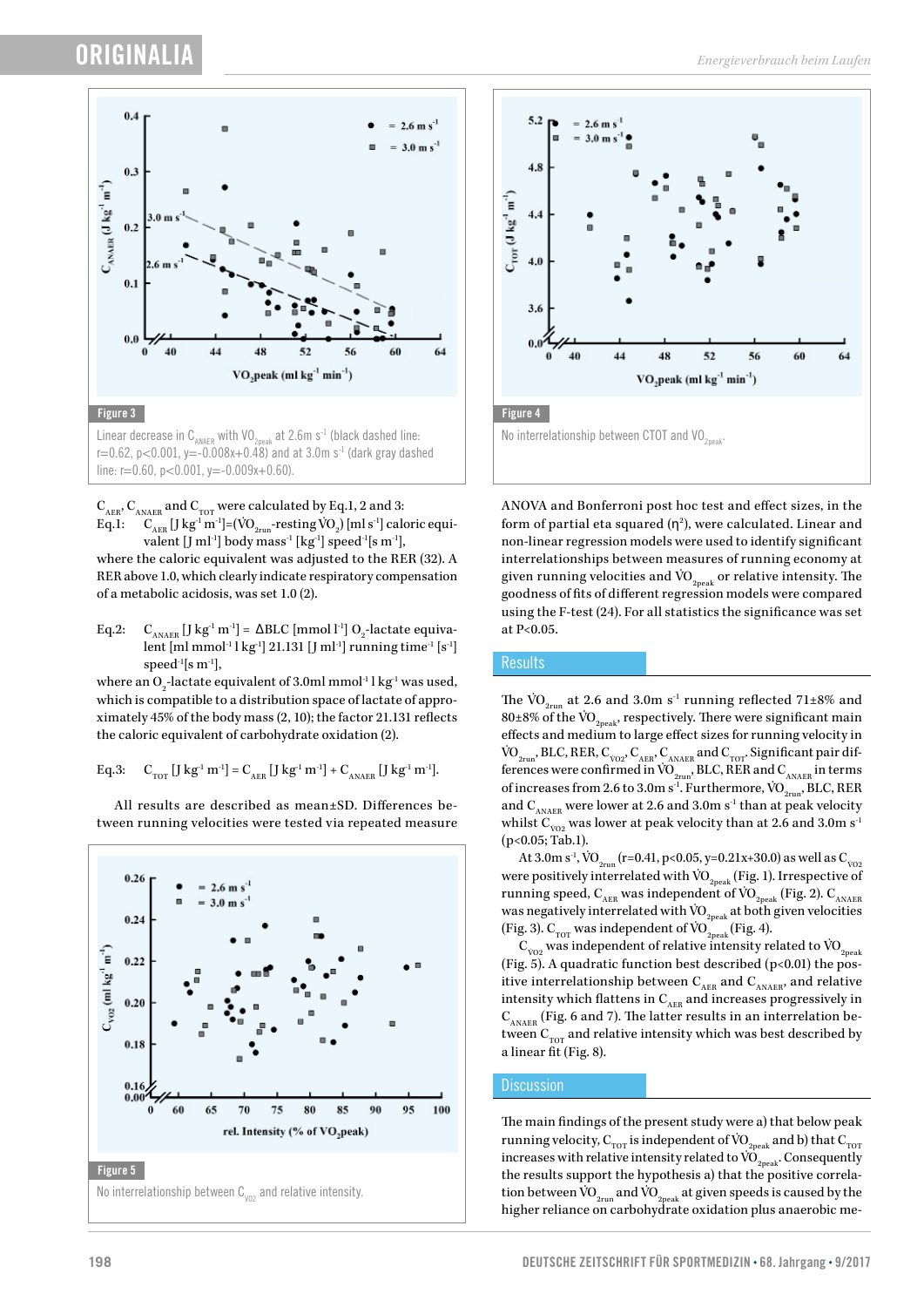Figure 3

Linear decrease in $C_{ANAER}$ with $VO_{2peak}$ at 2.6m $s^{-1}$ (black dashed line: r=0.62, p<0.001, y=-0.008x+0.48) and at 3.0m $s^{-1}$ (dark gray dashed line: r=0.60, p<0.001, y=-0.009x+0.60).

Figure 4

No interrelationship between CTOT and $VO_{2peak}$.

$C_{AER}$, $C_{ANAER}$ and $C_{TOT}$ were calculated by Eq.1, 2 and 3:

Eq.1: $C_{AER}$ [J $kg^{-1}$ $m^{-1}$]=($\dot{V}O_{2run}$-resting $\dot{V}O_2$) [ml $s^{-1}$] caloric equivalent [J $ml^{-1}$] body $mass^{-1}$ [$kg^{-1}$] $speed^{-1}$[s $m^{-1}$],

where the caloric equivalent was adjusted to the RER (32). A RER above 1.0, which clearly indicate respiratory compensation of a metabolic acidosis, was set 1.0 (2).

Eq.2: $C_{ANAER}$ [J $kg^{-1}$ $m^{-1}$] = ΔBLC [mmol $l^{-1}$] $O_2$-lactate equivalent [ml $mmol^{-1}$ l $kg^{-1}$] 21.131 [J $ml^{-1}$] running $time^{-1}$ [$s^{-1}$] $speed^{-1}$[s $m^{-1}$],

where an $O_2$-lactate equivalent of 3.0ml $mmol^{-1}$ l $kg^{-1}$ was used, which is compatible to a distribution space of lactate of approximately 45% of the body mass (2, 10); the factor 21.131 reflects the caloric equivalent of carbohydrate oxidation (2).

Eq.3: $C_{TOT}$ [J $kg^{-1}$ $m^{-1}$] = $C_{AER}$ [J $kg^{-1}$ $m^{-1}$] + $C_{ANAER}$ [J $kg^{-1}$ $m^{-1}$].

All results are described as mean±SD. Differences between running velocities were tested via repeated measure ANOVA and Bonferroni post hoc test and effect sizes, in the form of partial eta squared ($\eta^2$), were calculated. Linear and non-linear regression models were used to identify significant interrelationships between measures of running economy at given running velocities and $\dot{V}O_{2peak}$ or relative intensity. The goodness of fits of different regression models were compared using the F-test (24). For all statistics the significance was set at P<0.05.

Figure 5

No interrelationship between $C_{VO2}$ and relative intensity.

## Results

The $\dot{V}O_{2run}$ at 2.6 and 3.0m $s^{-1}$ running reflected 71±8% and 80±8% of the $\dot{V}O_{2peak}$, respectively. There were significant main effects and medium to large effect sizes for running velocity in $\dot{V}O_{2run}$, BLC, RER, $C_{VO2}$, $C_{AER}$, $C_{ANAER}$ and $C_{TOT}$. Significant pair differences were confirmed in $\dot{V}O_{2run}$, BLC, RER and $C_{ANAER}$ in terms of increases from 2.6 to 3.0m $s^{-1}$. Furthermore, $\dot{V}O_{2run}$, BLC, RER and $C_{ANAER}$ were lower at 2.6 and 3.0m $s^{-1}$ than at peak velocity whilst $C_{VO2}$ was lower at peak velocity than at 2.6 and 3.0m $s^{-1}$ (p<0.05; Tab.1).

At 3.0m $s^{-1}$, $\dot{V}O_{2run}$ (r=0.41, p<0.05, y=0.21x+30.0) as well as $C_{VO2}$ were positively interrelated with $\dot{V}O_{2peak}$ (Fig. 1). Irrespective of running speed, $C_{AER}$ was independent of $\dot{V}O_{2peak}$ (Fig. 2). $C_{ANAER}$ was negatively interrelated with $\dot{V}O_{2peak}$ at both given velocities (Fig. 3). $C_{TOT}$ was independent of $\dot{V}O_{2peak}$ (Fig. 4).

$C_{VO2}$ was independent of relative intensity related to $\dot{V}O_{2peak}$ (Fig. 5). A quadratic function best described (p<0.01) the positive interrelationship between $C_{AER}$ and $C_{ANAER}$, and relative intensity which flattens in $C_{AER}$ and increases progressively in $C_{ANAER}$ (Fig. 6 and 7). The latter results in an interrelation between $C_{TOT}$ and relative intensity which was best described by a linear fit (Fig. 8).

## Discussion

The main findings of the present study were a) that below peak running velocity, $C_{TOT}$ is independent of $\dot{V}O_{2peak}$ and b) that $C_{TOT}$ increases with relative intensity related to $\dot{V}O_{2peak}$. Consequently the results support the hypothesis a) that the positive correlation between $\dot{V}O_{2run}$ and $\dot{V}O_{2peak}$ at given speeds is caused by the higher reliance on carbohydrate oxidation plus anaerobic me-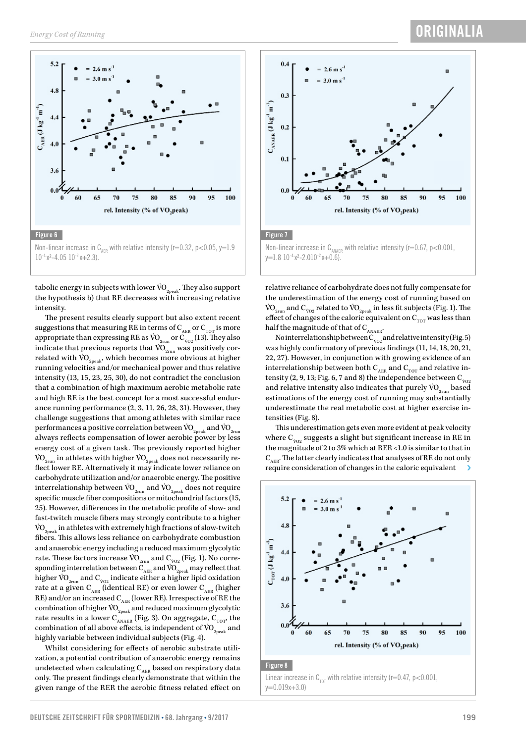Figure 6

Non-linear increase in $C_{AER}$ with relative intensity (r=0.32, p<0.05, y=1.9 $10^{-4}x^2$-4.05 $10^{-2}x$+2.3).

Figure 7

Non-linear increase in $C_{ANAER}$ with relative intensity (r=0.67, p<0.001, y=1.8 $10^{-4}x^2$-2.010$^{-2}x$+0.6).

tabolic energy in subjects with lower $\dot{V}O_{2peak}$. They also support the hypothesis b) that RE decreases with increasing relative intensity.

The present results clearly support but also extent recent suggestions that measuring RE in terms of $C_{AER}$ or $C_{TOT}$ is more appropriate than expressing RE as $\dot{V}O_{2run}$ or $C_{\dot{V}O2}$ (13). They also indicate that previous reports that $\dot{V}O_{2run}$ was positively correlated with $\dot{V}O_{2peak}$, which becomes more obvious at higher running velocities and/or mechanical power and thus relative intensity (13, 15, 23, 25, 30), do not contradict the conclusion that a combination of high maximum aerobic metabolic rate and high RE is the best concept for a most successful endurance running performance (2, 3, 11, 26, 28, 31). However, they challenge suggestions that among athletes with similar race performances a positive correlation between $\dot{V}O_{2peak}$ and $\dot{V}O_{2run}$ always reflects compensation of lower aerobic power by less energy cost of a given task. The previously reported higher $\dot{V}O_{2run}$ in athletes with higher $\dot{V}O_{2peak}$ does not necessarily reflect lower RE. Alternatively it may indicate lower reliance on carbohydrate utilization and/or anaerobic energy. The positive interrelationship between $\dot{V}O_{2run}$ and $\dot{V}O_{2peak}$ does not require specific muscle fiber compositions or mitochondrial factors (15, 25). However, differences in the metabolic profile of slow- and fast-twitch muscle fibers may strongly contribute to a higher $\dot{V}O_{2peak}$ in athletes with extremely high fractions of slow-twitch fibers. This allows less reliance on carbohydrate combustion and anaerobic energy including a reduced maximum glycolytic rate. These factors increase $\dot{V}O_{2run}$ and $C_{\dot{V}O2}$ (Fig. 1). No corresponding interrelation between $C_{AER}$ and $\dot{V}O_{2peak}$ may reflect that higher $\dot{V}O_{2run}$ and $C_{\dot{V}O2}$ indicate either a higher lipid oxidation rate at a given $C_{AER}$ (identical RE) or even lower $C_{AER}$ (higher RE) and/or an increased $C_{AER}$ (lower RE). Irrespective of RE the combination of higher $\dot{V}O_{2peak}$ and reduced maximum glycolytic rate results in a lower $C_{ANAER}$ (Fig. 3). On aggregate, $C_{TOT}$, the combination of all above effects, is independent of $\dot{V}O_{2peak}$ and highly variable between individual subjects (Fig. 4).

Whilst considering for effects of aerobic substrate utilization, a potential contribution of anaerobic energy remains undetected when calculating $C_{AER}$ based on respiratory data only. The present findings clearly demonstrate that within the given range of the RER the aerobic fitness related effect on relative reliance of carbohydrate does not fully compensate for the underestimation of the energy cost of running based on $\dot{V}O_{2run}$ and $C_{\dot{V}O2}$ related to $\dot{V}O_{2peak}$ in less fit subjects (Fig. 1). The effect of changes of the caloric equivalent on $C_{TOT}$ was less than half the magnitude of that of $C_{ANAER}$.

No interrelationship between $C_{\dot{V}O2}$ and relative intensity (Fig. 5) was highly confirmatory of previous findings (11, 14, 18, 20, 21, 22, 27). However, in conjunction with growing evidence of an interrelationship between both $C_{AER}$ and $C_{TOT}$ and relative intensity (2, 9, 13; Fig. 6, 7 and 8) the independence between $C_{\dot{V}O2}$ and relative intensity also indicates that purely $\dot{V}O_{2run}$ based estimations of the energy cost of running may substantially underestimate the real metabolic cost at higher exercise intensities (Fig. 8).

This underestimation gets even more evident at peak velocity where $C_{\dot{V}O2}$ suggests a slight but significant increase in RE in the magnitude of 2 to 3% which at RER <1.0 is similar to that in $C_{AER}$. The latter clearly indicates that analyses of RE do not only require consideration of changes in the caloric equivalent

Figure 8

Linear increase in $C_{TOT}$ with relative intensity (r=0.47, p<0.001, y=0.019x+3.0)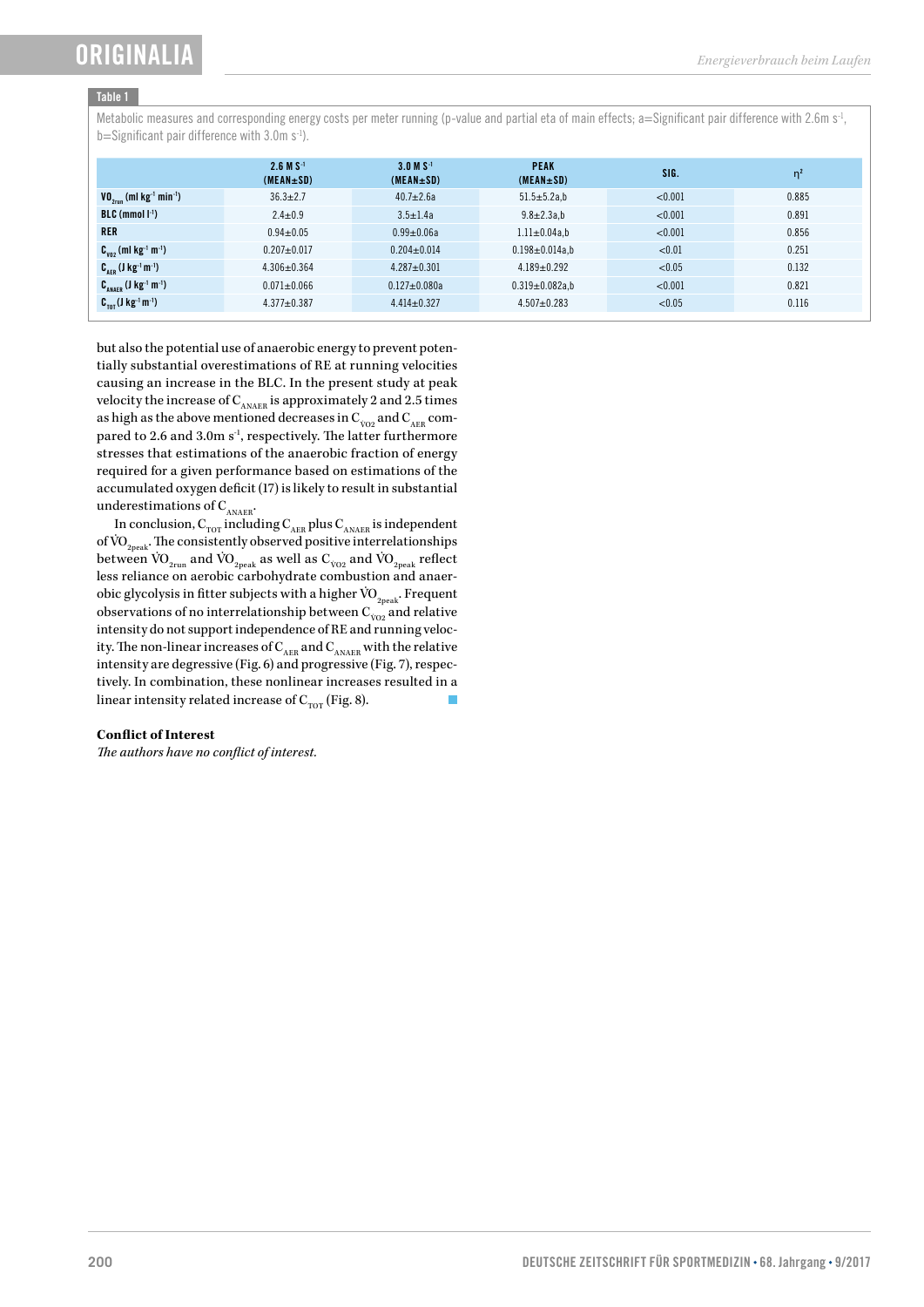**Table 1**

Metabolic measures and corresponding energy costs per meter running (p-value and partial eta of main effects; a=Significant pair difference with 2.6m $s^{-1}$, b=Significant pair difference with 3.0m $s^{-1}$).

| | 2.6 M $S^{-1}$ (MEAN±SD) | 3.0 M $S^{-1}$ (MEAN±SD) | PEAK (MEAN±SD) | SIG. | $\eta^2$ |
|---|---|---|---|---|---|
| $VO_{2run}$ (ml $kg^{-1}$ $min^{-1}$) | 36.3±2.7 | 40.7±2.6a | 51.5±5.2a,b | <0.001 | 0.885 |
| BLC (mmol $l^{-1}$) | 2.4±0.9 | 3.5±1.4a | 9.8±2.3a,b | <0.001 | 0.891 |
| RER | 0.94±0.05 | 0.99±0.06a | 1.11±0.04a,b | <0.001 | 0.856 |
| $C_{VO2}$ (ml $kg^{-1}$ $m^{-1}$) | 0.207±0.017 | 0.204±0.014 | 0.198±0.014a,b | <0.01 | 0.251 |
| $C_{AER}$ (J $kg^{-1}$ $m^{-1}$) | 4.306±0.364 | 4.287±0.301 | 4.189±0.292 | <0.05 | 0.132 |
| $C_{ANAER}$ (J $kg^{-1}$ $m^{-1}$) | 0.071±0.066 | 0.127±0.080a | 0.319±0.082a,b | <0.001 | 0.821 |
| $C_{TOT}$ (J $kg^{-1}$ $m^{-1}$) | 4.377±0.387 | 4.414±0.327 | 4.507±0.283 | <0.05 | 0.116 |

but also the potential use of anaerobic energy to prevent potentially substantial overestimations of RE at running velocities causing an increase in the BLC. In the present study at peak velocity the increase of $C_{ANAER}$ is approximately 2 and 2.5 times as high as the above mentioned decreases in $C_{VO2}$ and $C_{AER}$ compared to 2.6 and 3.0m $s^{-1}$, respectively. The latter furthermore stresses that estimations of the anaerobic fraction of energy required for a given performance based on estimations of the accumulated oxygen deficit (17) is likely to result in substantial underestimations of $C_{ANAER}$.

In conclusion, $C_{TOT}$ including $C_{AER}$ plus $C_{ANAER}$ is independent of $\dot{V}O_{2peak}$. The consistently observed positive interrelationships between $\dot{V}O_{2run}$ and $\dot{V}O_{2peak}$ as well as $C_{VO2}$ and $\dot{V}O_{2peak}$ reflect less reliance on aerobic carbohydrate combustion and anaerobic glycolysis in fitter subjects with a higher $\dot{V}O_{2peak}$. Frequent observations of no interrelationship between $C_{VO2}$ and relative intensity do not support independence of RE and running velocity. The non-linear increases of $C_{AER}$ and $C_{ANAER}$ with the relative intensity are degressive (Fig. 6) and progressive (Fig. 7), respectively. In combination, these nonlinear increases resulted in a linear intensity related increase of $C_{TOT}$ (Fig. 8).

**Conflict of Interest**

*The authors have no conflict of interest.*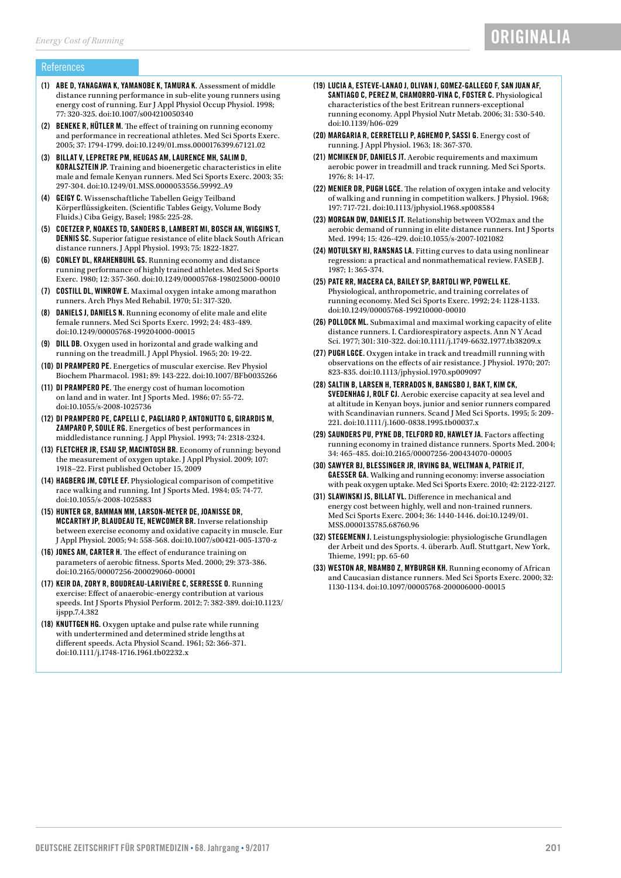## References

(1) **ABE D, YANAGAWA K, YAMANOBE K, TAMURA K.** Assessment of middle distance running performance in sub-elite young runners using energy cost of running. Eur J Appl Physiol Occup Physiol. 1998; 77: 320-325. doi:10.1007/s004210050340

(2) **BENEKE R, HÜTLER M.** The effect of training on running economy and performance in recreational athletes. Med Sci Sports Exerc. 2005; 37: 1794-1799. doi:10.1249/01.mss.0000176399.67121.02

(3) **BILLAT V, LEPRETRE PM, HEUGAS AM, LAURENCE MH, SALIM D, KORALSZTEIN JP.** Training and bioenergetic characteristics in elite male and female Kenyan runners. Med Sci Sports Exerc. 2003; 35: 297-304. doi:10.1249/01.MSS.0000053556.59992.A9

(4) **GEIGY C.** Wissenschaftliche Tabellen Geigy Teilband Körperflüssigkeiten. (Scientific Tables Geigy, Volume Body Fluids.) Ciba Geigy, Basel; 1985: 225-28.

(5) **COETZER P, NOAKES TD, SANDERS B, LAMBERT MI, BOSCH AN, WIGGINS T, DENNIS SC.** Superior fatigue resistance of elite black South African distance runners. J Appl Physiol. 1993; 75: 1822-1827.

(6) **CONLEY DL, KRAHENBUHL GS.** Running economy and distance running performance of highly trained athletes. Med Sci Sports Exerc. 1980; 12: 357-360. doi:10.1249/00005768-198025000-00010

(7) **COSTILL DL, WINROW E.** Maximal oxygen intake among marathon runners. Arch Phys Med Rehabil. 1970; 51: 317-320.

(8) **DANIELS J, DANIELS N.** Running economy of elite male and elite female runners. Med Sci Sports Exerc. 1992; 24: 483-489. doi:10.1249/00005768-199204000-00015

(9) **DILL DB.** Oxygen used in horizontal and grade walking and running on the treadmill. J Appl Physiol. 1965; 20: 19-22.

(10) **DI PRAMPERO PE.** Energetics of muscular exercise. Rev Physiol Biochem Pharmacol. 1981; 89: 143-222. doi:10.1007/BFb0035266

(11) **DI PRAMPERO PE.** The energy cost of human locomotion on land and in water. Int J Sports Med. 1986; 07: 55-72. doi:10.1055/s-2008-1025736

(12) **DI PRAMPERO PE, CAPELLI C, PAGLIARO P, ANTONUTTO G, GIRARDIS M, ZAMPARO P, SOULE RG.** Energetics of best performances in middledistance running. J Appl Physiol. 1993; 74: 2318-2324.

(13) **FLETCHER JR, ESAU SP, MACINTOSH BR.** Economy of running: beyond the measurement of oxygen uptake. J Appl Physiol. 2009; 107: 1918–22. First published October 15, 2009

(14) **HAGBERG JM, COYLE EF.** Physiological comparison of competitive race walking and running. Int J Sports Med. 1984; 05: 74-77. doi:10.1055/s-2008-1025883

(15) **HUNTER GR, BAMMAN MM, LARSON-MEYER DE, JOANISSE DR, MCCARTHY JP, BLAUDEAU TE, NEWCOMER BR.** Inverse relationship between exercise economy and oxidative capacity in muscle. Eur J Appl Physiol. 2005; 94: 558-568. doi:10.1007/s00421-005-1370-z

(16) **JONES AM, CARTER H.** The effect of endurance training on parameters of aerobic fitness. Sports Med. 2000; 29: 373-386. doi:10.2165/00007256-200029060-00001

(17) **KEIR DA, ZORY R, BOUDREAU-LARIVIÈRE C, SERRESSE O.** Running exercise: Effect of anaerobic-energy contribution at various speeds. Int J Sports Physiol Perform. 2012; 7: 382-389. doi:10.1123/ijspp.7.4.382

(18) **KNUTTGEN HG.** Oxygen uptake and pulse rate while running with undertermined and determined stride lengths at different speeds. Acta Physiol Scand. 1961; 52: 366-371. doi:10.1111/j.1748-1716.1961.tb02232.x

(19) **LUCIA A, ESTEVE-LANAO J, OLIVAN J, GOMEZ-GALLEGO F, SAN JUAN AF, SANTIAGO C, PEREZ M, CHAMORRO-VINA C, FOSTER C.** Physiological characteristics of the best Eritrean runners-exceptional running economy. Appl Physiol Nutr Metab. 2006; 31: 530-540. doi:10.1139/h06-029

(20) **MARGARIA R, CERRETELLI P, AGHEMO P, SASSI G.** Energy cost of running. J Appl Physiol. 1963; 18: 367-370.

(21) **MCMIKEN DF, DANIELS JT.** Aerobic requirements and maximum aerobic power in treadmill and track running. Med Sci Sports. 1976; 8: 14-17.

(22) **MENIER DR, PUGH LGCE.** The relation of oxygen intake and velocity of walking and running in competition walkers. J Physiol. 1968; 197: 717-721. doi:10.1113/jphysiol.1968.sp008584

(23) **MORGAN DW, DANIELS JT.** Relationship between VO2max and the aerobic demand of running in elite distance runners. Int J Sports Med. 1994; 15: 426-429. doi:10.1055/s-2007-1021082

(24) **MOTULSKY HJ, RANSNAS LA.** Fitting curves to data using nonlinear regression: a practical and nonmathematical review. FASEB J. 1987; 1: 365-374.

(25) **PATE RR, MACERA CA, BAILEY SP, BARTOLI WP, POWELL KE.** Physiological, anthropometric, and training correlates of running economy. Med Sci Sports Exerc. 1992; 24: 1128-1133. doi:10.1249/00005768-199210000-00010

(26) **POLLOCK ML.** Submaximal and maximal working capacity of elite distance runners. I. Cardiorespiratory aspects. Ann N Y Acad Sci. 1977; 301: 310-322. doi:10.1111/j.1749-6632.1977.tb38209.x

(27) **PUGH LGCE.** Oxygen intake in track and treadmill running with observations on the effects of air resistance. J Physiol. 1970; 207: 823-835. doi:10.1113/jphysiol.1970.sp009097

(28) **SALTIN B, LARSEN H, TERRADOS N, BANGSBO J, BAK T, KIM CK, SVEDENHAG J, ROLF CJ.** Aerobic exercise capacity at sea level and at altitude in Kenyan boys, junior and senior runners compared with Scandinavian runners. Scand J Med Sci Sports. 1995; 5: 209-221. doi:10.1111/j.1600-0838.1995.tb00037.x

(29) **SAUNDERS PU, PYNE DB, TELFORD RD, HAWLEY JA.** Factors affecting running economy in trained distance runners. Sports Med. 2004; 34: 465-485. doi:10.2165/00007256-200434070-00005

(30) **SAWYER BJ, BLESSINGER JR, IRVING BA, WELTMAN A, PATRIE JT, GAESSER GA.** Walking and running economy: inverse association with peak oxygen uptake. Med Sci Sports Exerc. 2010; 42: 2122-2127.

(31) **SLAWINSKI JS, BILLAT VL.** Difference in mechanical and energy cost between highly, well and non-trained runners. Med Sci Sports Exerc. 2004; 36: 1440-1446. doi:10.1249/01.MSS.0000135785.68760.96

(32) **STEGEMENN J.** Leistungsphysiologie: physiologische Grundlagen der Arbeit und des Sports. 4. überarb. Aufl. Stuttgart, New York, Thieme, 1991; pp. 65-60

(33) **WESTON AR, MBAMBO Z, MYBURGH KH.** Running economy of African and Caucasian distance runners. Med Sci Sports Exerc. 2000; 32: 1130-1134. doi:10.1097/00005768-200006000-00015